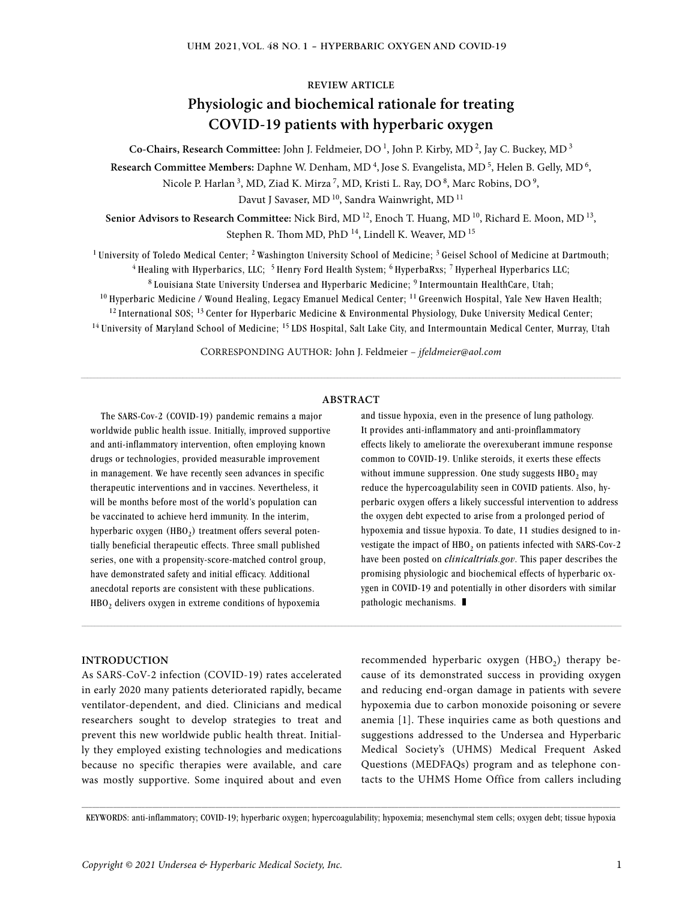REVIEW ARTICLE

# Physiologic and biochemical rationale for treating COVID-19 patients with hyperbaric oxygen

**Co-Chairs, Research Committee:** John J. Feldmeier, DO [1], John P. Kirby, MD [2], Jay C. Buckey, MD [3]

**Research Committee Members:** Daphne W. Denham, MD [4], Jose S. Evangelista, MD [5], Helen B. Gelly, MD [6], Nicole P. Harlan [3], MD, Ziad K. Mirza [7], MD, Kristi L. Ray, DO [8], Marc Robins, DO [9], Davut J Savaser, MD [10], Sandra Wainwright, MD [11]

**Senior Advisors to Research Committee:** Nick Bird, MD [12], Enoch T. Huang, MD [10], Richard E. Moon, MD [13], Stephen R. Thom MD, PhD [14], Lindell K. Weaver, MD [15]

[1] University of Toledo Medical Center; [2] Washington University School of Medicine; [3] Geisel School of Medicine at Dartmouth; [4] Healing with Hyperbarics, LLC; [5] Henry Ford Health System; [6] HyperbaRxs; [7] Hyperheal Hyperbarics LLC; [8] Louisiana State University Undersea and Hyperbaric Medicine; [9] Intermountain HealthCare, Utah; [10] Hyperbaric Medicine / Wound Healing, Legacy Emanuel Medical Center; [11] Greenwich Hospital, Yale New Haven Health; [12] International SOS; [13] Center for Hyperbaric Medicine & Environmental Physiology, Duke University Medical Center; [14] University of Maryland School of Medicine; [15] LDS Hospital, Salt Lake City, and Intermountain Medical Center, Murray, Utah

CORRESPONDING AUTHOR: John J. Feldmeier – *jfeldmeier@aol.com*

## ABSTRACT

The SARS-Cov-2 (COVID-19) pandemic remains a major worldwide public health issue. Initially, improved supportive and anti-inflammatory intervention, often employing known drugs or technologies, provided measurable improvement in management. We have recently seen advances in specific therapeutic interventions and in vaccines. Nevertheless, it will be months before most of the world's population can be vaccinated to achieve herd immunity. In the interim, hyperbaric oxygen ($HBO_2$) treatment offers several potentially beneficial therapeutic effects. Three small published series, one with a propensity-score-matched control group, have demonstrated safety and initial efficacy. Additional anecdotal reports are consistent with these publications. $HBO_2$ delivers oxygen in extreme conditions of hypoxemia and tissue hypoxia, even in the presence of lung pathology. It provides anti-inflammatory and anti-proinflammatory effects likely to ameliorate the overexuberant immune response common to COVID-19. Unlike steroids, it exerts these effects without immune suppression. One study suggests $HBO_2$ may reduce the hypercoagulability seen in COVID patients. Also, hyperbaric oxygen offers a likely successful intervention to address the oxygen debt expected to arise from a prolonged period of hypoxemia and tissue hypoxia. To date, 11 studies designed to investigate the impact of $HBO_2$ on patients infected with SARS-Cov-2 have been posted on *clinicaltrials.gov*. This paper describes the promising physiologic and biochemical effects of hyperbaric oxygen in COVID-19 and potentially in other disorders with similar pathologic mechanisms.

## INTRODUCTION

As SARS-CoV-2 infection (COVID-19) rates accelerated in early 2020 many patients deteriorated rapidly, became ventilator-dependent, and died. Clinicians and medical researchers sought to develop strategies to treat and prevent this new worldwide public health threat. Initially they employed existing technologies and medications because no specific therapies were available, and care was mostly supportive. Some inquired about and even recommended hyperbaric oxygen ($HBO_2$) therapy because of its demonstrated success in providing oxygen and reducing end-organ damage in patients with severe hypoxemia due to carbon monoxide poisoning or severe anemia [1]. These inquiries came as both questions and suggestions addressed to the Undersea and Hyperbaric Medical Society's (UHMS) Medical Frequent Asked Questions (MEDFAQs) program and as telephone contacts to the UHMS Home Office from callers including

KEYWORDS: anti-inflammatory; COVID-19; hyperbaric oxygen; hypercoagulability; hypoxemia; mesenchymal stem cells; oxygen debt; tissue hypoxia

*Copyright © 2021 Undersea & Hyperbaric Medical Society, Inc.*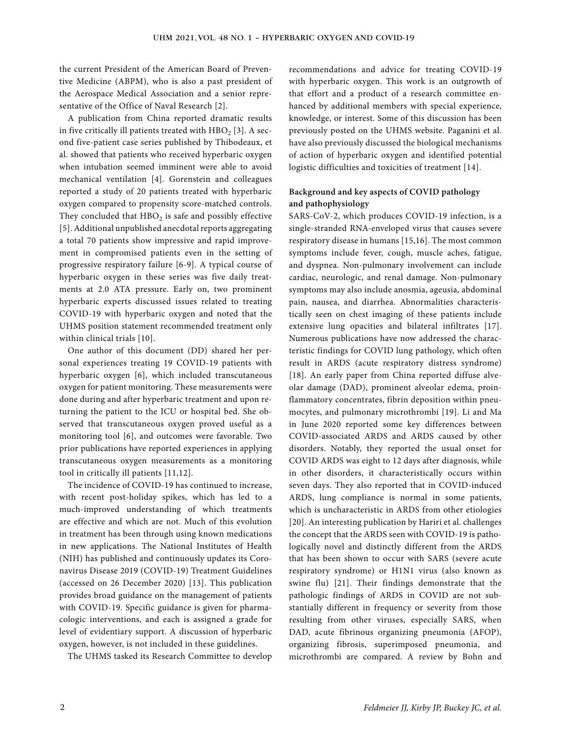the current President of the American Board of Preventive Medicine (ABPM), who is also a past president of the Aerospace Medical Association and a senior representative of the Office of Naval Research [2].

A publication from China reported dramatic results in five critically ill patients treated with $HBO_2$ [3]. A second five-patient case series published by Thibodeaux, et al. showed that patients who received hyperbaric oxygen when intubation seemed imminent were able to avoid mechanical ventilation [4]. Gorenstein and colleagues reported a study of 20 patients treated with hyperbaric oxygen compared to propensity score-matched controls. They concluded that $HBO_2$ is safe and possibly effective [5]. Additional unpublished anecdotal reports aggregating a total 70 patients show impressive and rapid improvement in compromised patients even in the setting of progressive respiratory failure [6-9]. A typical course of hyperbaric oxygen in these series was five daily treatments at 2.0 ATA pressure. Early on, two prominent hyperbaric experts discussed issues related to treating COVID-19 with hyperbaric oxygen and noted that the UHMS position statement recommended treatment only within clinical trials [10].

One author of this document (DD) shared her personal experiences treating 19 COVID-19 patients with hyperbaric oxygen [6], which included transcutaneous oxygen for patient monitoring. These measurements were done during and after hyperbaric treatment and upon returning the patient to the ICU or hospital bed. She observed that transcutaneous oxygen proved useful as a monitoring tool [6], and outcomes were favorable. Two prior publications have reported experiences in applying transcutaneous oxygen measurements as a monitoring tool in critically ill patients [11,12].

The incidence of COVID-19 has continued to increase, with recent post-holiday spikes, which has led to a much-improved understanding of which treatments are effective and which are not. Much of this evolution in treatment has been through using known medications in new applications. The National Institutes of Health (NIH) has published and continuously updates its Coronavirus Disease 2019 (COVID-19) Treatment Guidelines (accessed on 26 December 2020) [13]. This publication provides broad guidance on the management of patients with COVID-19. Specific guidance is given for pharmacologic interventions, and each is assigned a grade for level of evidentiary support. A discussion of hyperbaric oxygen, however, is not included in these guidelines.

The UHMS tasked its Research Committee to develop recommendations and advice for treating COVID-19 with hyperbaric oxygen. This work is an outgrowth of that effort and a product of a research committee enhanced by additional members with special experience, knowledge, or interest. Some of this discussion has been previously posted on the UHMS website. Paganini et al. have also previously discussed the biological mechanisms of action of hyperbaric oxygen and identified potential logistic difficulties and toxicities of treatment [14].

**Background and key aspects of COVID pathology and pathophysiology**

SARS-CoV-2, which produces COVID-19 infection, is a single-stranded RNA-enveloped virus that causes severe respiratory disease in humans [15,16]. The most common symptoms include fever, cough, muscle aches, fatigue, and dyspnea. Non-pulmonary involvement can include cardiac, neurologic, and renal damage. Non-pulmonary symptoms may also include anosmia, ageusia, abdominal pain, nausea, and diarrhea. Abnormalities characteristically seen on chest imaging of these patients include extensive lung opacities and bilateral infiltrates [17]. Numerous publications have now addressed the characteristic findings for COVID lung pathology, which often result in ARDS (acute respiratory distress syndrome) [18]. An early paper from China reported diffuse alveolar damage (DAD), prominent alveolar edema, proinflammatory concentrates, fibrin deposition within pneumocytes, and pulmonary microthrombi [19]. Li and Ma in June 2020 reported some key differences between COVID-associated ARDS and ARDS caused by other disorders. Notably, they reported the usual onset for COVID ARDS was eight to 12 days after diagnosis, while in other disorders, it characteristically occurs within seven days. They also reported that in COVID-induced ARDS, lung compliance is normal in some patients, which is uncharacteristic in ARDS from other etiologies [20]. An interesting publication by Hariri et al. challenges the concept that the ARDS seen with COVID-19 is pathologically novel and distinctly different from the ARDS that has been shown to occur with SARS (severe acute respiratory syndrome) or H1N1 virus (also known as swine flu) [21]. Their findings demonstrate that the pathologic findings of ARDS in COVID are not substantially different in frequency or severity from those resulting from other viruses, especially SARS, when DAD, acute fibrinous organizing pneumonia (AFOP), organizing fibrosis, superimposed pneumonia, and microthrombi are compared. A review by Bohn and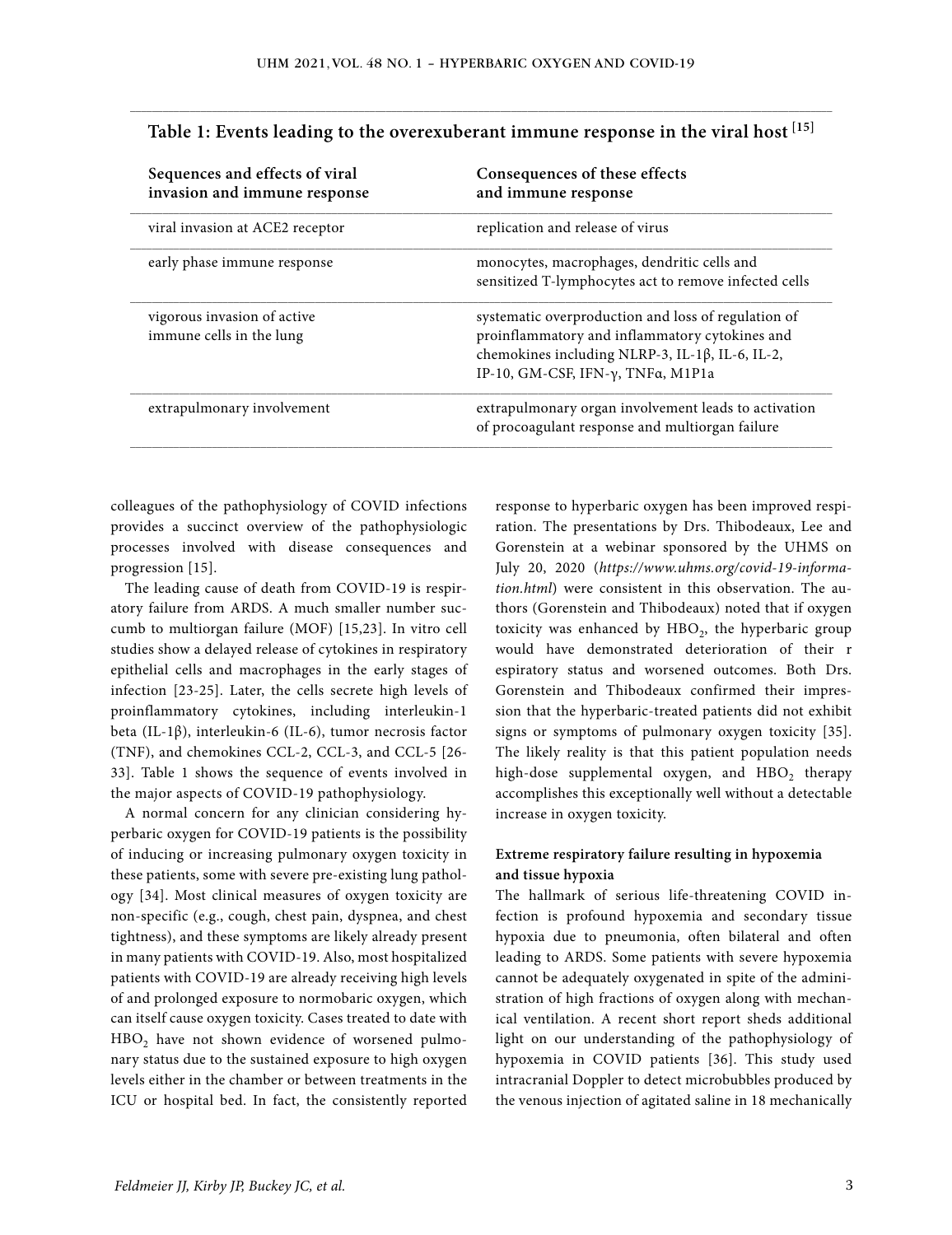**Table 1: Events leading to the overexuberant immune response in the viral host [15]**

| Sequences and effects of viral invasion and immune response | Consequences of these effects and immune response |
|---|---|
| viral invasion at ACE2 receptor | replication and release of virus |
| early phase immune response | monocytes, macrophages, dendritic cells and sensitized T-lymphocytes act to remove infected cells |
| vigorous invasion of active immune cells in the lung | systematic overproduction and loss of regulation of proinflammatory and inflammatory cytokines and chemokines including NLRP-3, IL-1β, IL-6, IL-2, IP-10, GM-CSF, IFN-γ, TNFα, M1P1a |
| extrapulmonary involvement | extrapulmonary organ involvement leads to activation of procoagulant response and multiorgan failure |

colleagues of the pathophysiology of COVID infections provides a succinct overview of the pathophysiologic processes involved with disease consequences and progression [15].

The leading cause of death from COVID-19 is respiratory failure from ARDS. A much smaller number succumb to multiorgan failure (MOF) [15,23]. In vitro cell studies show a delayed release of cytokines in respiratory epithelial cells and macrophages in the early stages of infection [23-25]. Later, the cells secrete high levels of proinflammatory cytokines, including interleukin-1 beta (IL-1β), interleukin-6 (IL-6), tumor necrosis factor (TNF), and chemokines CCL-2, CCL-3, and CCL-5 [26-33]. Table 1 shows the sequence of events involved in the major aspects of COVID-19 pathophysiology.

A normal concern for any clinician considering hyperbaric oxygen for COVID-19 patients is the possibility of inducing or increasing pulmonary oxygen toxicity in these patients, some with severe pre-existing lung pathology [34]. Most clinical measures of oxygen toxicity are non-specific (e.g., cough, chest pain, dyspnea, and chest tightness), and these symptoms are likely already present in many patients with COVID-19. Also, most hospitalized patients with COVID-19 are already receiving high levels of and prolonged exposure to normobaric oxygen, which can itself cause oxygen toxicity. Cases treated to date with $HBO_2$ have not shown evidence of worsened pulmonary status due to the sustained exposure to high oxygen levels either in the chamber or between treatments in the ICU or hospital bed. In fact, the consistently reported response to hyperbaric oxygen has been improved respiration. The presentations by Drs. Thibodeaux, Lee and Gorenstein at a webinar sponsored by the UHMS on July 20, 2020 (*https://www.uhms.org/covid-19-information.html*) were consistent in this observation. The authors (Gorenstein and Thibodeaux) noted that if oxygen toxicity was enhanced by $HBO_2$, the hyperbaric group would have demonstrated deterioration of their r espiratory status and worsened outcomes. Both Drs. Gorenstein and Thibodeaux confirmed their impression that the hyperbaric-treated patients did not exhibit signs or symptoms of pulmonary oxygen toxicity [35]. The likely reality is that this patient population needs high-dose supplemental oxygen, and $HBO_2$ therapy accomplishes this exceptionally well without a detectable increase in oxygen toxicity.

**Extreme respiratory failure resulting in hypoxemia and tissue hypoxia**

The hallmark of serious life-threatening COVID infection is profound hypoxemia and secondary tissue hypoxia due to pneumonia, often bilateral and often leading to ARDS. Some patients with severe hypoxemia cannot be adequately oxygenated in spite of the administration of high fractions of oxygen along with mechanical ventilation. A recent short report sheds additional light on our understanding of the pathophysiology of hypoxemia in COVID patients [36]. This study used intracranial Doppler to detect microbubbles produced by the venous injection of agitated saline in 18 mechanically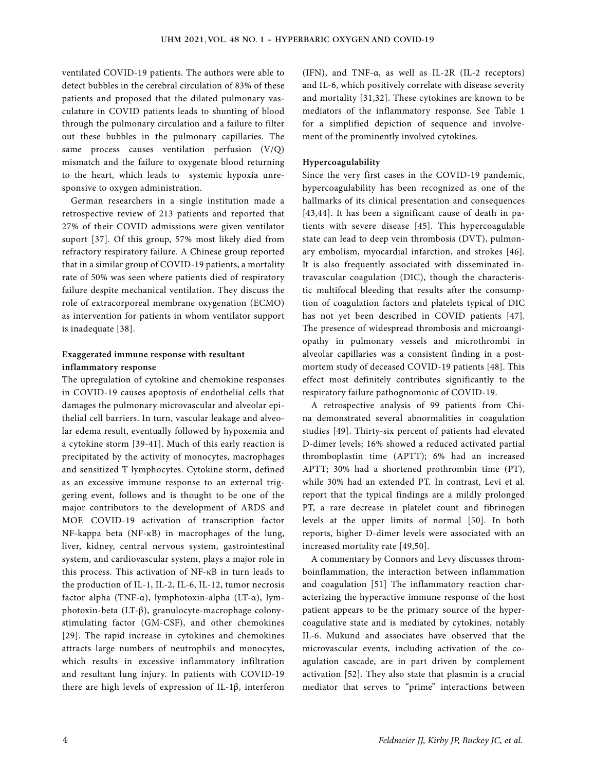ventilated COVID-19 patients. The authors were able to detect bubbles in the cerebral circulation of 83% of these patients and proposed that the dilated pulmonary vasculature in COVID patients leads to shunting of blood through the pulmonary circulation and a failure to filter out these bubbles in the pulmonary capillaries. The same process causes ventilation perfusion (V/Q) mismatch and the failure to oxygenate blood returning to the heart, which leads to systemic hypoxia unresponsive to oxygen administration.

German researchers in a single institution made a retrospective review of 213 patients and reported that 27% of their COVID admissions were given ventilator suport [37]. Of this group, 57% most likely died from refractory respiratory failure. A Chinese group reported that in a similar group of COVID-19 patients, a mortality rate of 50% was seen where patients died of respiratory failure despite mechanical ventilation. They discuss the role of extracorporeal membrane oxygenation (ECMO) as intervention for patients in whom ventilator support is inadequate [38].

**Exaggerated immune response with resultant inflammatory response**

The upregulation of cytokine and chemokine responses in COVID-19 causes apoptosis of endothelial cells that damages the pulmonary microvascular and alveolar epithelial cell barriers. In turn, vascular leakage and alveolar edema result, eventually followed by hypoxemia and a cytokine storm [39-41]. Much of this early reaction is precipitated by the activity of monocytes, macrophages and sensitized T lymphocytes. Cytokine storm, defined as an excessive immune response to an external triggering event, follows and is thought to be one of the major contributors to the development of ARDS and MOF. COVID-19 activation of transcription factor NF-kappa beta (NF-κB) in macrophages of the lung, liver, kidney, central nervous system, gastrointestinal system, and cardiovascular system, plays a major role in this process. This activation of NF-κB in turn leads to the production of IL-1, IL-2, IL-6, IL-12, tumor necrosis factor alpha (TNF-α), lymphotoxin-alpha (LT-α), lymphotoxin-beta (LT-β), granulocyte-macrophage colony-stimulating factor (GM-CSF), and other chemokines [29]. The rapid increase in cytokines and chemokines attracts large numbers of neutrophils and monocytes, which results in excessive inflammatory infiltration and resultant lung injury. In patients with COVID-19 there are high levels of expression of IL-1β, interferon (IFN), and TNF-α, as well as IL-2R (IL-2 receptors) and IL-6, which positively correlate with disease severity and mortality [31,32]. These cytokines are known to be mediators of the inflammatory response. See Table 1 for a simplified depiction of sequence and involvement of the prominently involved cytokines.

**Hypercoagulability**

Since the very first cases in the COVID-19 pandemic, hypercoagulability has been recognized as one of the hallmarks of its clinical presentation and consequences [43,44]. It has been a significant cause of death in patients with severe disease [45]. This hypercoagulable state can lead to deep vein thrombosis (DVT), pulmonary embolism, myocardial infarction, and strokes [46]. It is also frequently associated with disseminated intravascular coagulation (DIC), though the characteristic multifocal bleeding that results after the consumption of coagulation factors and platelets typical of DIC has not yet been described in COVID patients [47]. The presence of widespread thrombosis and microangiopathy in pulmonary vessels and microthrombi in alveolar capillaries was a consistent finding in a postmortem study of deceased COVID-19 patients [48]. This effect most definitely contributes significantly to the respiratory failure pathognomonic of COVID-19.

A retrospective analysis of 99 patients from China demonstrated several abnormalities in coagulation studies [49]. Thirty-six percent of patients had elevated D-dimer levels; 16% showed a reduced activated partial thromboplastin time (APTT); 6% had an increased APTT; 30% had a shortened prothrombin time (PT), while 30% had an extended PT. In contrast, Levi et al. report that the typical findings are a mildly prolonged PT, a rare decrease in platelet count and fibrinogen levels at the upper limits of normal [50]. In both reports, higher D-dimer levels were associated with an increased mortality rate [49,50].

A commentary by Connors and Levy discusses thromboinflammation, the interaction between inflammation and coagulation [51] The inflammatory reaction characterizing the hyperactive immune response of the host patient appears to be the primary source of the hypercoagulative state and is mediated by cytokines, notably IL-6. Mukund and associates have observed that the microvascular events, including activation of the coagulation cascade, are in part driven by complement activation [52]. They also state that plasmin is a crucial mediator that serves to "prime" interactions between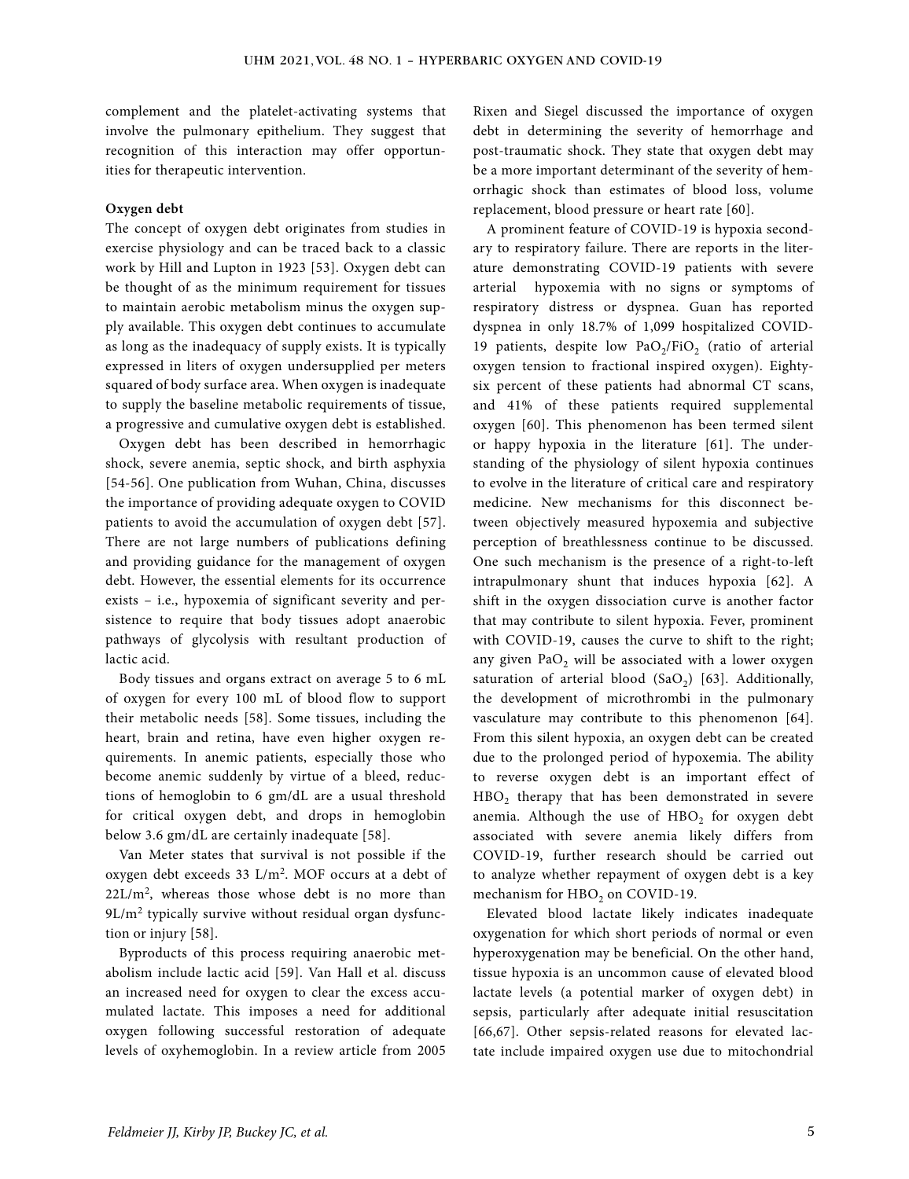complement and the platelet-activating systems that involve the pulmonary epithelium. They suggest that recognition of this interaction may offer opportunities for therapeutic intervention.

**Oxygen debt**

The concept of oxygen debt originates from studies in exercise physiology and can be traced back to a classic work by Hill and Lupton in 1923 [53]. Oxygen debt can be thought of as the minimum requirement for tissues to maintain aerobic metabolism minus the oxygen supply available. This oxygen debt continues to accumulate as long as the inadequacy of supply exists. It is typically expressed in liters of oxygen undersupplied per meters squared of body surface area. When oxygen is inadequate to supply the baseline metabolic requirements of tissue, a progressive and cumulative oxygen debt is established.

Oxygen debt has been described in hemorrhagic shock, severe anemia, septic shock, and birth asphyxia [54-56]. One publication from Wuhan, China, discusses the importance of providing adequate oxygen to COVID patients to avoid the accumulation of oxygen debt [57]. There are not large numbers of publications defining and providing guidance for the management of oxygen debt. However, the essential elements for its occurrence exists – i.e., hypoxemia of significant severity and persistence to require that body tissues adopt anaerobic pathways of glycolysis with resultant production of lactic acid.

Body tissues and organs extract on average 5 to 6 mL of oxygen for every 100 mL of blood flow to support their metabolic needs [58]. Some tissues, including the heart, brain and retina, have even higher oxygen requirements. In anemic patients, especially those who become anemic suddenly by virtue of a bleed, reductions of hemoglobin to 6 gm/dL are a usual threshold for critical oxygen debt, and drops in hemoglobin below 3.6 gm/dL are certainly inadequate [58].

Van Meter states that survival is not possible if the oxygen debt exceeds 33 $L/m^2$. MOF occurs at a debt of $22L/m^2$, whereas those whose debt is no more than $9L/m^2$ typically survive without residual organ dysfunction or injury [58].

Byproducts of this process requiring anaerobic metabolism include lactic acid [59]. Van Hall et al. discuss an increased need for oxygen to clear the excess accumulated lactate. This imposes a need for additional oxygen following successful restoration of adequate levels of oxyhemoglobin. In a review article from 2005 Rixen and Siegel discussed the importance of oxygen debt in determining the severity of hemorrhage and post-traumatic shock. They state that oxygen debt may be a more important determinant of the severity of hemorrhagic shock than estimates of blood loss, volume replacement, blood pressure or heart rate [60].

A prominent feature of COVID-19 is hypoxia secondary to respiratory failure. There are reports in the literature demonstrating COVID-19 patients with severe arterial hypoxemia with no signs or symptoms of respiratory distress or dyspnea. Guan has reported dyspnea in only 18.7% of 1,099 hospitalized COVID-19 patients, despite low $PaO_2/FiO_2$ (ratio of arterial oxygen tension to fractional inspired oxygen). Eighty-six percent of these patients had abnormal CT scans, and 41% of these patients required supplemental oxygen [60]. This phenomenon has been termed silent or happy hypoxia in the literature [61]. The understanding of the physiology of silent hypoxia continues to evolve in the literature of critical care and respiratory medicine. New mechanisms for this disconnect between objectively measured hypoxemia and subjective perception of breathlessness continue to be discussed. One such mechanism is the presence of a right-to-left intrapulmonary shunt that induces hypoxia [62]. A shift in the oxygen dissociation curve is another factor that may contribute to silent hypoxia. Fever, prominent with COVID-19, causes the curve to shift to the right; any given $PaO_2$ will be associated with a lower oxygen saturation of arterial blood ($SaO_2$) [63]. Additionally, the development of microthrombi in the pulmonary vasculature may contribute to this phenomenon [64]. From this silent hypoxia, an oxygen debt can be created due to the prolonged period of hypoxemia. The ability to reverse oxygen debt is an important effect of $HBO_2$ therapy that has been demonstrated in severe anemia. Although the use of $HBO_2$ for oxygen debt associated with severe anemia likely differs from COVID-19, further research should be carried out to analyze whether repayment of oxygen debt is a key mechanism for $HBO_2$ on COVID-19.

Elevated blood lactate likely indicates inadequate oxygenation for which short periods of normal or even hyperoxygenation may be beneficial. On the other hand, tissue hypoxia is an uncommon cause of elevated blood lactate levels (a potential marker of oxygen debt) in sepsis, particularly after adequate initial resuscitation [66,67]. Other sepsis-related reasons for elevated lactate include impaired oxygen use due to mitochondrial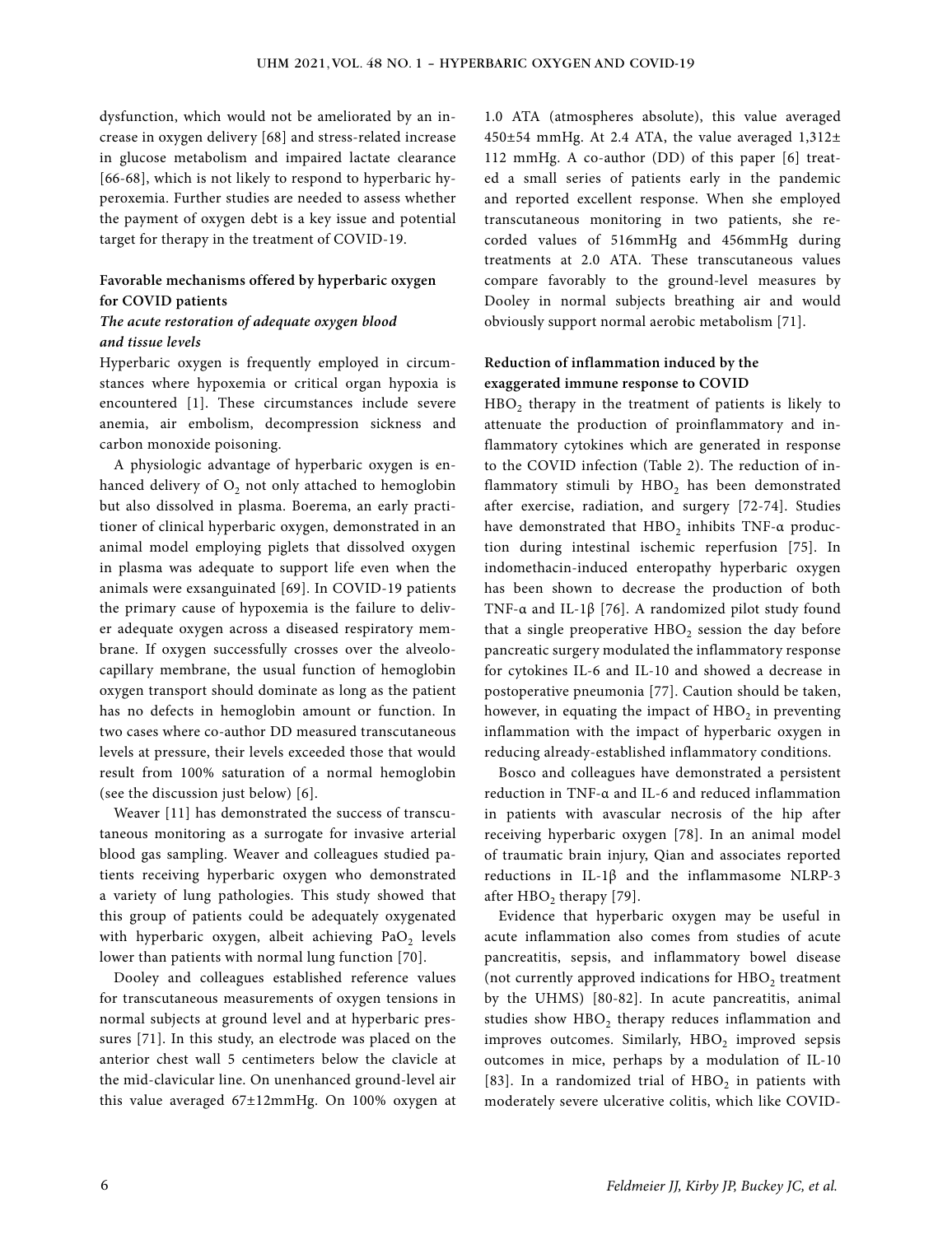dysfunction, which would not be ameliorated by an increase in oxygen delivery [68] and stress-related increase in glucose metabolism and impaired lactate clearance [66-68], which is not likely to respond to hyperbaric hyperoxemia. Further studies are needed to assess whether the payment of oxygen debt is a key issue and potential target for therapy in the treatment of COVID-19.

### Favorable mechanisms offered by hyperbaric oxygen for COVID patients

#### *The acute restoration of adequate oxygen blood and tissue levels*

Hyperbaric oxygen is frequently employed in circumstances where hypoxemia or critical organ hypoxia is encountered [1]. These circumstances include severe anemia, air embolism, decompression sickness and carbon monoxide poisoning.

A physiologic advantage of hyperbaric oxygen is enhanced delivery of $O_2$ not only attached to hemoglobin but also dissolved in plasma. Boerema, an early practitioner of clinical hyperbaric oxygen, demonstrated in an animal model employing piglets that dissolved oxygen in plasma was adequate to support life even when the animals were exsanguinated [69]. In COVID-19 patients the primary cause of hypoxemia is the failure to deliver adequate oxygen across a diseased respiratory membrane. If oxygen successfully crosses over the alveolocapillary membrane, the usual function of hemoglobin oxygen transport should dominate as long as the patient has no defects in hemoglobin amount or function. In two cases where co-author DD measured transcutaneous levels at pressure, their levels exceeded those that would result from 100% saturation of a normal hemoglobin (see the discussion just below) [6].

Weaver [11] has demonstrated the success of transcutaneous monitoring as a surrogate for invasive arterial blood gas sampling. Weaver and colleagues studied patients receiving hyperbaric oxygen who demonstrated a variety of lung pathologies. This study showed that this group of patients could be adequately oxygenated with hyperbaric oxygen, albeit achieving $PaO_2$ levels lower than patients with normal lung function [70].

Dooley and colleagues established reference values for transcutaneous measurements of oxygen tensions in normal subjects at ground level and at hyperbaric pressures [71]. In this study, an electrode was placed on the anterior chest wall 5 centimeters below the clavicle at the mid-clavicular line. On unenhanced ground-level air this value averaged 67±12mmHg. On 100% oxygen at 1.0 ATA (atmospheres absolute), this value averaged 450±54 mmHg. At 2.4 ATA, the value averaged 1,312± 112 mmHg. A co-author (DD) of this paper [6] treated a small series of patients early in the pandemic and reported excellent response. When she employed transcutaneous monitoring in two patients, she recorded values of 516mmHg and 456mmHg during treatments at 2.0 ATA. These transcutaneous values compare favorably to the ground-level measures by Dooley in normal subjects breathing air and would obviously support normal aerobic metabolism [71].

### Reduction of inflammation induced by the exaggerated immune response to COVID

$HBO_2$ therapy in the treatment of patients is likely to attenuate the production of proinflammatory and inflammatory cytokines which are generated in response to the COVID infection (Table 2). The reduction of inflammatory stimuli by $HBO_2$ has been demonstrated after exercise, radiation, and surgery [72-74]. Studies have demonstrated that $HBO_2$ inhibits TNF-α production during intestinal ischemic reperfusion [75]. In indomethacin-induced enteropathy hyperbaric oxygen has been shown to decrease the production of both TNF-α and IL-1β [76]. A randomized pilot study found that a single preoperative $HBO_2$ session the day before pancreatic surgery modulated the inflammatory response for cytokines IL-6 and IL-10 and showed a decrease in postoperative pneumonia [77]. Caution should be taken, however, in equating the impact of $HBO_2$ in preventing inflammation with the impact of hyperbaric oxygen in reducing already-established inflammatory conditions.

Bosco and colleagues have demonstrated a persistent reduction in TNF-α and IL-6 and reduced inflammation in patients with avascular necrosis of the hip after receiving hyperbaric oxygen [78]. In an animal model of traumatic brain injury, Qian and associates reported reductions in IL-1β and the inflammasome NLRP-3 after $HBO_2$ therapy [79].

Evidence that hyperbaric oxygen may be useful in acute inflammation also comes from studies of acute pancreatitis, sepsis, and inflammatory bowel disease (not currently approved indications for $HBO_2$ treatment by the UHMS) [80-82]. In acute pancreatitis, animal studies show $HBO_2$ therapy reduces inflammation and improves outcomes. Similarly, $HBO_2$ improved sepsis outcomes in mice, perhaps by a modulation of IL-10 [83]. In a randomized trial of $HBO_2$ in patients with moderately severe ulcerative colitis, which like COVID-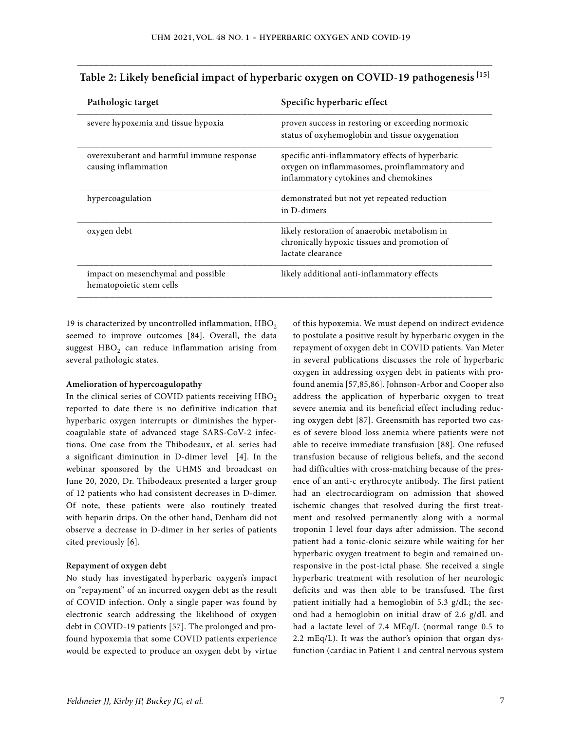**Table 2: Likely beneficial impact of hyperbaric oxygen on COVID-19 pathogenesis [15]**

| Pathologic target | Specific hyperbaric effect |
|---|---|
| severe hypoxemia and tissue hypoxia | proven success in restoring or exceeding normoxic status of oxyhemoglobin and tissue oxygenation |
| overexuberant and harmful immune response causing inflammation | specific anti-inflammatory effects of hyperbaric oxygen on inflammasomes, proinflammatory and inflammatory cytokines and chemokines |
| hypercoagulation | demonstrated but not yet repeated reduction in D-dimers |
| oxygen debt | likely restoration of anaerobic metabolism in chronically hypoxic tissues and promotion of lactate clearance |
| impact on mesenchymal and possible hematopoietic stem cells | likely additional anti-inflammatory effects |

19 is characterized by uncontrolled inflammation, $HBO_2$ seemed to improve outcomes [84]. Overall, the data suggest $HBO_2$ can reduce inflammation arising from several pathologic states.

**Amelioration of hypercoagulopathy**

In the clinical series of COVID patients receiving $HBO_2$ reported to date there is no definitive indication that hyperbaric oxygen interrupts or diminishes the hypercoagulable state of advanced stage SARS-CoV-2 infections. One case from the Thibodeaux, et al. series had a significant diminution in D-dimer level [4]. In the webinar sponsored by the UHMS and broadcast on June 20, 2020, Dr. Thibodeaux presented a larger group of 12 patients who had consistent decreases in D-dimer. Of note, these patients were also routinely treated with heparin drips. On the other hand, Denham did not observe a decrease in D-dimer in her series of patients cited previously [6].

**Repayment of oxygen debt**

No study has investigated hyperbaric oxygen's impact on "repayment" of an incurred oxygen debt as the result of COVID infection. Only a single paper was found by electronic search addressing the likelihood of oxygen debt in COVID-19 patients [57]. The prolonged and profound hypoxemia that some COVID patients experience would be expected to produce an oxygen debt by virtue of this hypoxemia. We must depend on indirect evidence to postulate a positive result by hyperbaric oxygen in the repayment of oxygen debt in COVID patients. Van Meter in several publications discusses the role of hyperbaric oxygen in addressing oxygen debt in patients with profound anemia [57,85,86]. Johnson-Arbor and Cooper also address the application of hyperbaric oxygen to treat severe anemia and its beneficial effect including reducing oxygen debt [87]. Greensmith has reported two cases of severe blood loss anemia where patients were not able to receive immediate transfusion [88]. One refused transfusion because of religious beliefs, and the second had difficulties with cross-matching because of the presence of an anti-c erythrocyte antibody. The first patient had an electrocardiogram on admission that showed ischemic changes that resolved during the first treatment and resolved permanently along with a normal troponin I level four days after admission. The second patient had a tonic-clonic seizure while waiting for her hyperbaric oxygen treatment to begin and remained unresponsive in the post-ictal phase. She received a single hyperbaric treatment with resolution of her neurologic deficits and was then able to be transfused. The first patient initially had a hemoglobin of 5.3 g/dL; the second had a hemoglobin on initial draw of 2.6 g/dL and had a lactate level of 7.4 MEq/L (normal range 0.5 to 2.2 mEq/L). It was the author's opinion that organ dysfunction (cardiac in Patient 1 and central nervous system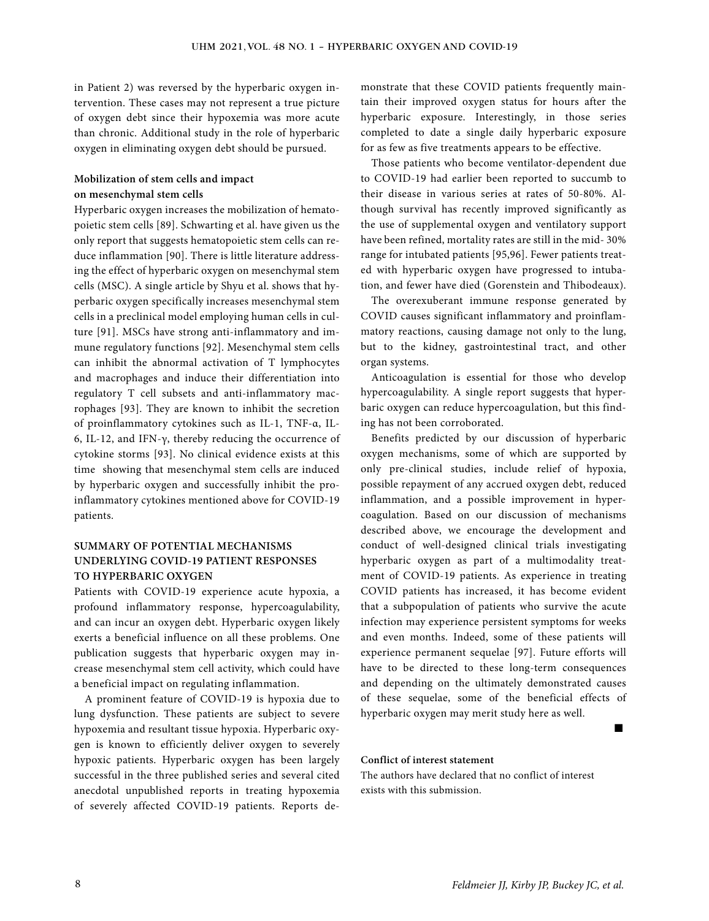in Patient 2) was reversed by the hyperbaric oxygen intervention. These cases may not represent a true picture of oxygen debt since their hypoxemia was more acute than chronic. Additional study in the role of hyperbaric oxygen in eliminating oxygen debt should be pursued.

### Mobilization of stem cells and impact on mesenchymal stem cells

Hyperbaric oxygen increases the mobilization of hematopoietic stem cells [89]. Schwarting et al. have given us the only report that suggests hematopoietic stem cells can reduce inflammation [90]. There is little literature addressing the effect of hyperbaric oxygen on mesenchymal stem cells (MSC). A single article by Shyu et al. shows that hyperbaric oxygen specifically increases mesenchymal stem cells in a preclinical model employing human cells in culture [91]. MSCs have strong anti-inflammatory and immune regulatory functions [92]. Mesenchymal stem cells can inhibit the abnormal activation of T lymphocytes and macrophages and induce their differentiation into regulatory T cell subsets and anti-inflammatory macrophages [93]. They are known to inhibit the secretion of proinflammatory cytokines such as IL-1, TNF-α, IL-6, IL-12, and IFN-γ, thereby reducing the occurrence of cytokine storms [93]. No clinical evidence exists at this time showing that mesenchymal stem cells are induced by hyperbaric oxygen and successfully inhibit the proinflammatory cytokines mentioned above for COVID-19 patients.

## SUMMARY OF POTENTIAL MECHANISMS UNDERLYING COVID-19 PATIENT RESPONSES TO HYPERBARIC OXYGEN

Patients with COVID-19 experience acute hypoxia, a profound inflammatory response, hypercoagulability, and can incur an oxygen debt. Hyperbaric oxygen likely exerts a beneficial influence on all these problems. One publication suggests that hyperbaric oxygen may increase mesenchymal stem cell activity, which could have a beneficial impact on regulating inflammation.

A prominent feature of COVID-19 is hypoxia due to lung dysfunction. These patients are subject to severe hypoxemia and resultant tissue hypoxia. Hyperbaric oxygen is known to efficiently deliver oxygen to severely hypoxic patients. Hyperbaric oxygen has been largely successful in the three published series and several cited anecdotal unpublished reports in treating hypoxemia of severely affected COVID-19 patients. Reports demonstrate that these COVID patients frequently maintain their improved oxygen status for hours after the hyperbaric exposure. Interestingly, in those series completed to date a single daily hyperbaric exposure for as few as five treatments appears to be effective.

Those patients who become ventilator-dependent due to COVID-19 had earlier been reported to succumb to their disease in various series at rates of 50-80%. Although survival has recently improved significantly as the use of supplemental oxygen and ventilatory support have been refined, mortality rates are still in the mid- 30% range for intubated patients [95,96]. Fewer patients treated with hyperbaric oxygen have progressed to intubation, and fewer have died (Gorenstein and Thibodeaux).

The overexuberant immune response generated by COVID causes significant inflammatory and proinflammatory reactions, causing damage not only to the lung, but to the kidney, gastrointestinal tract, and other organ systems.

Anticoagulation is essential for those who develop hypercoagulability. A single report suggests that hyperbaric oxygen can reduce hypercoagulation, but this finding has not been corroborated.

Benefits predicted by our discussion of hyperbaric oxygen mechanisms, some of which are supported by only pre-clinical studies, include relief of hypoxia, possible repayment of any accrued oxygen debt, reduced inflammation, and a possible improvement in hypercoagulation. Based on our discussion of mechanisms described above, we encourage the development and conduct of well-designed clinical trials investigating hyperbaric oxygen as part of a multimodality treatment of COVID-19 patients. As experience in treating COVID patients has increased, it has become evident that a subpopulation of patients who survive the acute infection may experience persistent symptoms for weeks and even months. Indeed, some of these patients will experience permanent sequelae [97]. Future efforts will have to be directed to these long-term consequences and depending on the ultimately demonstrated causes of these sequelae, some of the beneficial effects of hyperbaric oxygen may merit study here as well.

■

**Conflict of interest statement**

The authors have declared that no conflict of interest exists with this submission.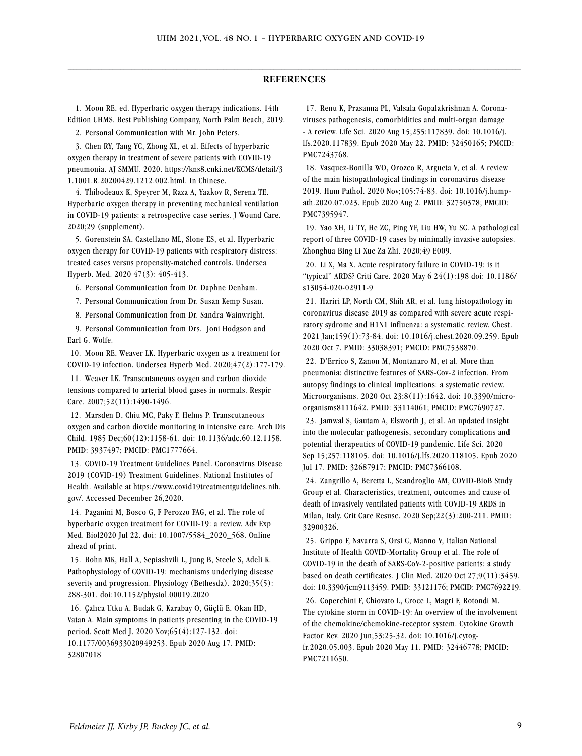## REFERENCES

1. Moon RE, ed. Hyperbaric oxygen therapy indications. 14th Edition UHMS. Best Publishing Company, North Palm Beach, 2019.

2. Personal Communication with Mr. John Peters.

3. Chen RY, Tang YC, Zhong XL, et al. Effects of hyperbaric oxygen therapy in treatment of severe patients with COVID-19 pneumonia. AJ SMMU. 2020. https://kns8.cnki.net/KCMS/detail/31.1001.R.20200429.1212.002.html. In Chinese.

4. Thibodeaux K, Speyrer M, Raza A, Yaakov R, Serena TE. Hyperbaric oxygen therapy in preventing mechanical ventilation in COVID-19 patients: a retrospective case series. J Wound Care. 2020;29 (supplement).

5. Gorenstein SA, Castellano ML, Slone ES, et al. Hyperbaric oxygen therapy for COVID-19 patients with respiratory distress: treated cases versus propensity-matched controls. Undersea Hyperb. Med. 2020 47(3): 405-413.

6. Personal Communication from Dr. Daphne Denham.

7. Personal Communication from Dr. Susan Kemp Susan.

8. Personal Communication from Dr. Sandra Wainwright.

9. Personal Communication from Drs. Joni Hodgson and Earl G. Wolfe.

10. Moon RE, Weaver LK. Hyperbaric oxygen as a treatment for COVID-19 infection. Undersea Hyperb Med. 2020;47(2):177-179.

11. Weaver LK. Transcutaneous oxygen and carbon dioxide tensions compared to arterial blood gases in normals. Respir Care. 2007;52(11):1490-1496.

12. Marsden D, Chiu MC, Paky F, Helms P. Transcutaneous oxygen and carbon dioxide monitoring in intensive care. Arch Dis Child. 1985 Dec;60(12):1158-61. doi: 10.1136/adc.60.12.1158. PMID: 3937497; PMCID: PMC1777664.

13. COVID-19 Treatment Guidelines Panel. Coronavirus Disease 2019 (COVID-19) Treatment Guidelines. National Institutes of Health. Available at https://www.covid19treatmentguidelines.nih.gov/. Accessed December 26,2020.

14. Paganini M, Bosco G, F Perozzo FAG, et al. The role of hyperbaric oxygen treatment for COVID-19: a review. Adv Exp Med. Biol2020 Jul 22. doi: 10.1007/5584_2020_568. Online ahead of print.

15. Bohn MK, Hall A, Sepiashvili L, Jung B, Steele S, Adeli K. Pathophysiology of COVID-19: mechanisms underlying disease severity and progression. Physiology (Bethesda). 2020;35(5): 288-301. doi:10.1152/physiol.00019.2020

16. Çalıca Utku A, Budak G, Karabay O, Güçlü E, Okan HD, Vatan A. Main symptoms in patients presenting in the COVID-19 period. Scott Med J. 2020 Nov;65(4):127-132. doi: 10.1177/0036933020949253. Epub 2020 Aug 17. PMID: 32807018

17. Renu K, Prasanna PL, Valsala Gopalakrishnan A. Coronaviruses pathogenesis, comorbidities and multi-organ damage - A review. Life Sci. 2020 Aug 15;255:117839. doi: 10.1016/j.lfs.2020.117839. Epub 2020 May 22. PMID: 32450165; PMCID: PMC7243768.

18. Vasquez-Bonilla WO, Orozco R, Argueta V, et al. A review of the main histopathological findings in coronavirus disease 2019. Hum Pathol. 2020 Nov;105:74-83. doi: 10.1016/j.humpath.2020.07.023. Epub 2020 Aug 2. PMID: 32750378; PMCID: PMC7395947.

19. Yao XH, Li TY, He ZC, Ping YF, Liu HW, Yu SC. A pathological report of three COVID-19 cases by minimally invasive autopsies. Zhonghua Bing Li Xue Za Zhi. 2020;49 E009.

20. Li X, Ma X. Acute respiratory failure in COVID-19: is it "typical" ARDS? Criti Care. 2020 May 6 24(1):198 doi: 10.1186/s13054-020-02911-9

21. Hariri LP, North CM, Shih AR, et al. lung histopathology in coronavirus disease 2019 as compared with severe acute respiratory sydrome and H1N1 influenza: a systematic review. Chest. 2021 Jan;159(1):73-84. doi: 10.1016/j.chest.2020.09.259. Epub 2020 Oct 7. PMID: 33038391; PMCID: PMC7538870.

22. D'Errico S, Zanon M, Montanaro M, et al. More than pneumonia: distinctive features of SARS-Cov-2 infection. From autopsy findings to clinical implications: a systematic review. Microorganisms. 2020 Oct 23;8(11):1642. doi: 10.3390/microorganisms8111642. PMID: 33114061; PMCID: PMC7690727.

23. Jamwal S, Gautam A, Elsworth J, et al. An updated insight into the molecular pathogenesis, secondary complications and potential therapeutics of COVID-19 pandemic. Life Sci. 2020 Sep 15;257:118105. doi: 10.1016/j.lfs.2020.118105. Epub 2020 Jul 17. PMID: 32687917; PMCID: PMC7366108.

24. Zangrillo A, Beretta L, Scandroglio AM, COVID-BioB Study Group et al. Characteristics, treatment, outcomes and cause of death of invasively ventilated patients with COVID-19 ARDS in Milan, Italy. Crit Care Resusc. 2020 Sep;22(3):200-211. PMID: 32900326.

25. Grippo F, Navarra S, Orsi C, Manno V, Italian National Institute of Health COVID-Mortality Group et al. The role of COVID-19 in the death of SARS-CoV-2-positive patients: a study based on death certificates. J Clin Med. 2020 Oct 27;9(11):3459. doi: 10.3390/jcm9113459. PMID: 33121176; PMCID: PMC7692219.

26. Coperchini F, Chiovato L, Croce L, Magri F, Rotondi M. The cytokine storm in COVID-19: An overview of the involvement of the chemokine/chemokine-receptor system. Cytokine Growth Factor Rev. 2020 Jun;53:25-32. doi: 10.1016/j.cytogfr.2020.05.003. Epub 2020 May 11. PMID: 32446778; PMCID: PMC7211650.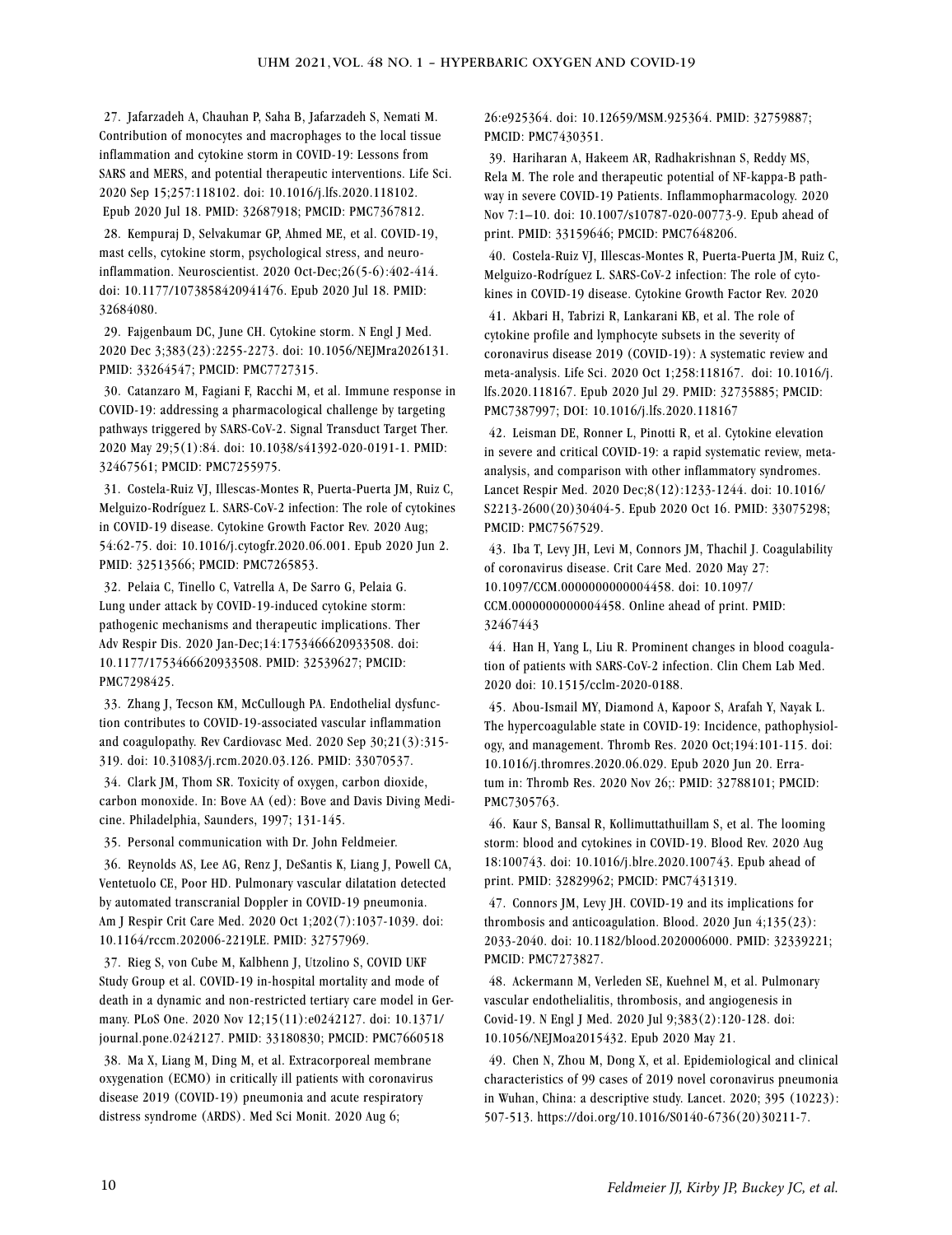27. Jafarzadeh A, Chauhan P, Saha B, Jafarzadeh S, Nemati M. Contribution of monocytes and macrophages to the local tissue inflammation and cytokine storm in COVID-19: Lessons from SARS and MERS, and potential therapeutic interventions. Life Sci. 2020 Sep 15;257:118102. doi: 10.1016/j.lfs.2020.118102. Epub 2020 Jul 18. PMID: 32687918; PMCID: PMC7367812.

28. Kempuraj D, Selvakumar GP, Ahmed ME, et al. COVID-19, mast cells, cytokine storm, psychological stress, and neuroinflammation. Neuroscientist. 2020 Oct-Dec;26(5-6):402-414. doi: 10.1177/1073858420941476. Epub 2020 Jul 18. PMID: 32684080.

29. Fajgenbaum DC, June CH. Cytokine storm. N Engl J Med. 2020 Dec 3;383(23):2255-2273. doi: 10.1056/NEJMra2026131. PMID: 33264547; PMCID: PMC7727315.

30. Catanzaro M, Fagiani F, Racchi M, et al. Immune response in COVID-19: addressing a pharmacological challenge by targeting pathways triggered by SARS-CoV-2. Signal Transduct Target Ther. 2020 May 29;5(1):84. doi: 10.1038/s41392-020-0191-1. PMID: 32467561; PMCID: PMC7255975.

31. Costela-Ruiz VJ, Illescas-Montes R, Puerta-Puerta JM, Ruiz C, Melguizo-Rodríguez L. SARS-CoV-2 infection: The role of cytokines in COVID-19 disease. Cytokine Growth Factor Rev. 2020 Aug; 54:62-75. doi: 10.1016/j.cytogfr.2020.06.001. Epub 2020 Jun 2. PMID: 32513566; PMCID: PMC7265853.

32. Pelaia C, Tinello C, Vatrella A, De Sarro G, Pelaia G. Lung under attack by COVID-19-induced cytokine storm: pathogenic mechanisms and therapeutic implications. Ther Adv Respir Dis. 2020 Jan-Dec;14:1753466620933508. doi: 10.1177/1753466620933508. PMID: 32539627; PMCID: PMC7298425.

33. Zhang J, Tecson KM, McCullough PA. Endothelial dysfunction contributes to COVID-19-associated vascular inflammation and coagulopathy. Rev Cardiovasc Med. 2020 Sep 30;21(3):315-319. doi: 10.31083/j.rcm.2020.03.126. PMID: 33070537.

34. Clark JM, Thom SR. Toxicity of oxygen, carbon dioxide, carbon monoxide. In: Bove AA (ed): Bove and Davis Diving Medicine. Philadelphia, Saunders, 1997; 131-145.

35. Personal communication with Dr. John Feldmeier.

36. Reynolds AS, Lee AG, Renz J, DeSantis K, Liang J, Powell CA, Ventetuolo CE, Poor HD. Pulmonary vascular dilatation detected by automated transcranial Doppler in COVID-19 pneumonia. Am J Respir Crit Care Med. 2020 Oct 1;202(7):1037-1039. doi: 10.1164/rccm.202006-2219LE. PMID: 32757969.

37. Rieg S, von Cube M, Kalbhenn J, Utzolino S, COVID UKF Study Group et al. COVID-19 in-hospital mortality and mode of death in a dynamic and non-restricted tertiary care model in Germany. PLoS One. 2020 Nov 12;15(11):e0242127. doi: 10.1371/journal.pone.0242127. PMID: 33180830; PMCID: PMC7660518

38. Ma X, Liang M, Ding M, et al. Extracorporeal membrane oxygenation (ECMO) in critically ill patients with coronavirus disease 2019 (COVID-19) pneumonia and acute respiratory distress syndrome (ARDS). Med Sci Monit. 2020 Aug 6; 26:e925364. doi: 10.12659/MSM.925364. PMID: 32759887; PMCID: PMC7430351.

39. Hariharan A, Hakeem AR, Radhakrishnan S, Reddy MS, Rela M. The role and therapeutic potential of NF-kappa-B pathway in severe COVID-19 Patients. Inflammopharmacology. 2020 Nov 7:1–10. doi: 10.1007/s10787-020-00773-9. Epub ahead of print. PMID: 33159646; PMCID: PMC7648206.

40. Costela-Ruiz VJ, Illescas-Montes R, Puerta-Puerta JM, Ruiz C, Melguizo-Rodríguez L. SARS-CoV-2 infection: The role of cytokines in COVID-19 disease. Cytokine Growth Factor Rev. 2020

41. Akbari H, Tabrizi R, Lankarani KB, et al. The role of cytokine profile and lymphocyte subsets in the severity of coronavirus disease 2019 (COVID-19): A systematic review and meta-analysis. Life Sci. 2020 Oct 1;258:118167. doi: 10.1016/j.lfs.2020.118167. Epub 2020 Jul 29. PMID: 32735885; PMCID: PMC7387997; DOI: 10.1016/j.lfs.2020.118167

42. Leisman DE, Ronner L, Pinotti R, et al. Cytokine elevation in severe and critical COVID-19: a rapid systematic review, meta-analysis, and comparison with other inflammatory syndromes. Lancet Respir Med. 2020 Dec;8(12):1233-1244. doi: 10.1016/S2213-2600(20)30404-5. Epub 2020 Oct 16. PMID: 33075298; PMCID: PMC7567529.

43. Iba T, Levy JH, Levi M, Connors JM, Thachil J. Coagulability of coronavirus disease. Crit Care Med. 2020 May 27: 10.1097/CCM.0000000000004458. doi: 10.1097/CCM.0000000000004458. Online ahead of print. PMID: 32467443

44. Han H, Yang L, Liu R. Prominent changes in blood coagulation of patients with SARS-CoV-2 infection. Clin Chem Lab Med. 2020 doi: 10.1515/cclm-2020-0188.

45. Abou-Ismail MY, Diamond A, Kapoor S, Arafah Y, Nayak L. The hypercoagulable state in COVID-19: Incidence, pathophysiology, and management. Thromb Res. 2020 Oct;194:101-115. doi: 10.1016/j.thromres.2020.06.029. Epub 2020 Jun 20. Erratum in: Thromb Res. 2020 Nov 26;: PMID: 32788101; PMCID: PMC7305763.

46. Kaur S, Bansal R, Kollimuttathuillam S, et al. The looming storm: blood and cytokines in COVID-19. Blood Rev. 2020 Aug 18:100743. doi: 10.1016/j.blre.2020.100743. Epub ahead of print. PMID: 32829962; PMCID: PMC7431319.

47. Connors JM, Levy JH. COVID-19 and its implications for thrombosis and anticoagulation. Blood. 2020 Jun 4;135(23): 2033-2040. doi: 10.1182/blood.2020006000. PMID: 32339221; PMCID: PMC7273827.

48. Ackermann M, Verleden SE, Kuehnel M, et al. Pulmonary vascular endothelialitis, thrombosis, and angiogenesis in Covid-19. N Engl J Med. 2020 Jul 9;383(2):120-128. doi: 10.1056/NEJMoa2015432. Epub 2020 May 21.

49. Chen N, Zhou M, Dong X, et al. Epidemiological and clinical characteristics of 99 cases of 2019 novel coronavirus pneumonia in Wuhan, China: a descriptive study. Lancet. 2020; 395 (10223): 507-513. https://doi.org/10.1016/S0140-6736(20)30211-7.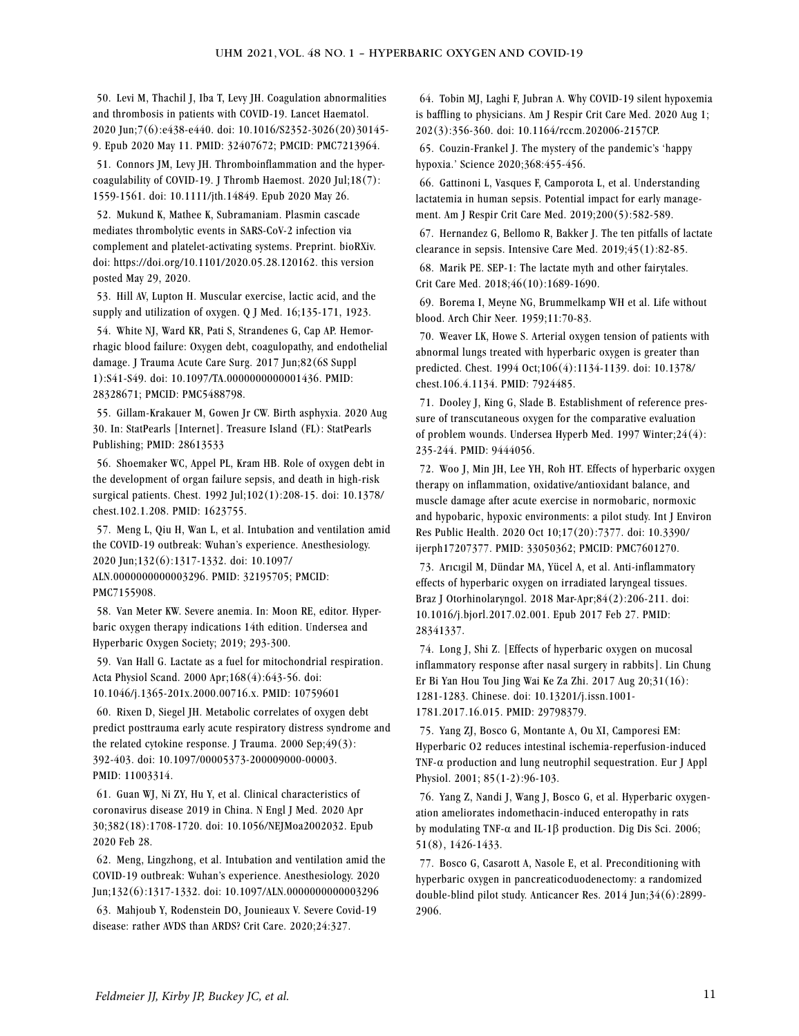50. Levi M, Thachil J, Iba T, Levy JH. Coagulation abnormalities and thrombosis in patients with COVID-19. Lancet Haematol. 2020 Jun;7(6):e438-e440. doi: 10.1016/S2352-3026(20)30145-9. Epub 2020 May 11. PMID: 32407672; PMCID: PMC7213964.

51. Connors JM, Levy JH. Thromboinflammation and the hypercoagulability of COVID-19. J Thromb Haemost. 2020 Jul;18(7): 1559-1561. doi: 10.1111/jth.14849. Epub 2020 May 26.

52. Mukund K, Mathee K, Subramaniam. Plasmin cascade mediates thrombolytic events in SARS-CoV-2 infection via complement and platelet-activating systems. Preprint. bioRXiv. doi: https://doi.org/10.1101/2020.05.28.120162. this version posted May 29, 2020.

53. Hill AV, Lupton H. Muscular exercise, lactic acid, and the supply and utilization of oxygen. Q J Med. 16;135-171, 1923.

54. White NJ, Ward KR, Pati S, Strandenes G, Cap AP. Hemorrhagic blood failure: Oxygen debt, coagulopathy, and endothelial damage. J Trauma Acute Care Surg. 2017 Jun;82(6S Suppl 1):S41-S49. doi: 10.1097/TA.0000000000001436. PMID: 28328671; PMCID: PMC5488798.

55. Gillam-Krakauer M, Gowen Jr CW. Birth asphyxia. 2020 Aug 30. In: StatPearls [Internet]. Treasure Island (FL): StatPearls Publishing; PMID: 28613533

56. Shoemaker WC, Appel PL, Kram HB. Role of oxygen debt in the development of organ failure sepsis, and death in high-risk surgical patients. Chest. 1992 Jul;102(1):208-15. doi: 10.1378/chest.102.1.208. PMID: 1623755.

57. Meng L, Qiu H, Wan L, et al. Intubation and ventilation amid the COVID-19 outbreak: Wuhan's experience. Anesthesiology. 2020 Jun;132(6):1317-1332. doi: 10.1097/ALN.0000000000003296. PMID: 32195705; PMCID: PMC7155908.

58. Van Meter KW. Severe anemia. In: Moon RE, editor. Hyperbaric oxygen therapy indications 14th edition. Undersea and Hyperbaric Oxygen Society; 2019; 293-300.

59. Van Hall G. Lactate as a fuel for mitochondrial respiration. Acta Physiol Scand. 2000 Apr;168(4):643-56. doi: 10.1046/j.1365-201x.2000.00716.x. PMID: 10759601

60. Rixen D, Siegel JH. Metabolic correlates of oxygen debt predict posttrauma early acute respiratory distress syndrome and the related cytokine response. J Trauma. 2000 Sep;49(3): 392-403. doi: 10.1097/00005373-200009000-00003. PMID: 11003314.

61. Guan WJ, Ni ZY, Hu Y, et al. Clinical characteristics of coronavirus disease 2019 in China. N Engl J Med. 2020 Apr 30;382(18):1708-1720. doi: 10.1056/NEJMoa2002032. Epub 2020 Feb 28.

62. Meng, Lingzhong, et al. Intubation and ventilation amid the COVID-19 outbreak: Wuhan's experience. Anesthesiology. 2020 Jun;132(6):1317-1332. doi: 10.1097/ALN.0000000000003296

63. Mahjoub Y, Rodenstein DO, Jounieaux V. Severe Covid-19 disease: rather AVDS than ARDS? Crit Care. 2020;24:327.

64. Tobin MJ, Laghi F, Jubran A. Why COVID-19 silent hypoxemia is baffling to physicians. Am J Respir Crit Care Med. 2020 Aug 1; 202(3):356-360. doi: 10.1164/rccm.202006-2157CP.

65. Couzin-Frankel J. The mystery of the pandemic's 'happy hypoxia.' Science 2020;368:455-456.

66. Gattinoni L, Vasques F, Camporota L, et al. Understanding lactatemia in human sepsis. Potential impact for early management. Am J Respir Crit Care Med. 2019;200(5):582-589.

67. Hernandez G, Bellomo R, Bakker J. The ten pitfalls of lactate clearance in sepsis. Intensive Care Med. 2019;45(1):82-85.

68. Marik PE. SEP-1: The lactate myth and other fairytales. Crit Care Med. 2018;46(10):1689-1690.

69. Borema I, Meyne NG, Brummelkamp WH et al. Life without blood. Arch Chir Neer. 1959;11:70-83.

70. Weaver LK, Howe S. Arterial oxygen tension of patients with abnormal lungs treated with hyperbaric oxygen is greater than predicted. Chest. 1994 Oct;106(4):1134-1139. doi: 10.1378/chest.106.4.1134. PMID: 7924485.

71. Dooley J, King G, Slade B. Establishment of reference pressure of transcutaneous oxygen for the comparative evaluation of problem wounds. Undersea Hyperb Med. 1997 Winter;24(4): 235-244. PMID: 9444056.

72. Woo J, Min JH, Lee YH, Roh HT. Effects of hyperbaric oxygen therapy on inflammation, oxidative/antioxidant balance, and muscle damage after acute exercise in normobaric, normoxic and hypobaric, hypoxic environments: a pilot study. Int J Environ Res Public Health. 2020 Oct 10;17(20):7377. doi: 10.3390/ijerph17207377. PMID: 33050362; PMCID: PMC7601270.

73. Arıcıgil M, Dündar MA, Yücel A, et al. Anti-inflammatory effects of hyperbaric oxygen on irradiated laryngeal tissues. Braz J Otorhinolaryngol. 2018 Mar-Apr;84(2):206-211. doi: 10.1016/j.bjorl.2017.02.001. Epub 2017 Feb 27. PMID: 28341337.

74. Long J, Shi Z. [Effects of hyperbaric oxygen on mucosal inflammatory response after nasal surgery in rabbits]. Lin Chung Er Bi Yan Hou Tou Jing Wai Ke Za Zhi. 2017 Aug 20;31(16): 1281-1283. Chinese. doi: 10.13201/j.issn.1001-1781.2017.16.015. PMID: 29798379.

75. Yang ZJ, Bosco G, Montante A, Ou XI, Camporesi EM: Hyperbaric O2 reduces intestinal ischemia-reperfusion-induced TNF-α production and lung neutrophil sequestration. Eur J Appl Physiol. 2001; 85(1-2):96-103.

76. Yang Z, Nandi J, Wang J, Bosco G, et al. Hyperbaric oxygenation ameliorates indomethacin-induced enteropathy in rats by modulating TNF-α and IL-1β production. Dig Dis Sci. 2006; 51(8), 1426-1433.

77. Bosco G, Casarott A, Nasole E, et al. Preconditioning with hyperbaric oxygen in pancreaticoduodenectomy: a randomized double-blind pilot study. Anticancer Res. 2014 Jun;34(6):2899-2906.